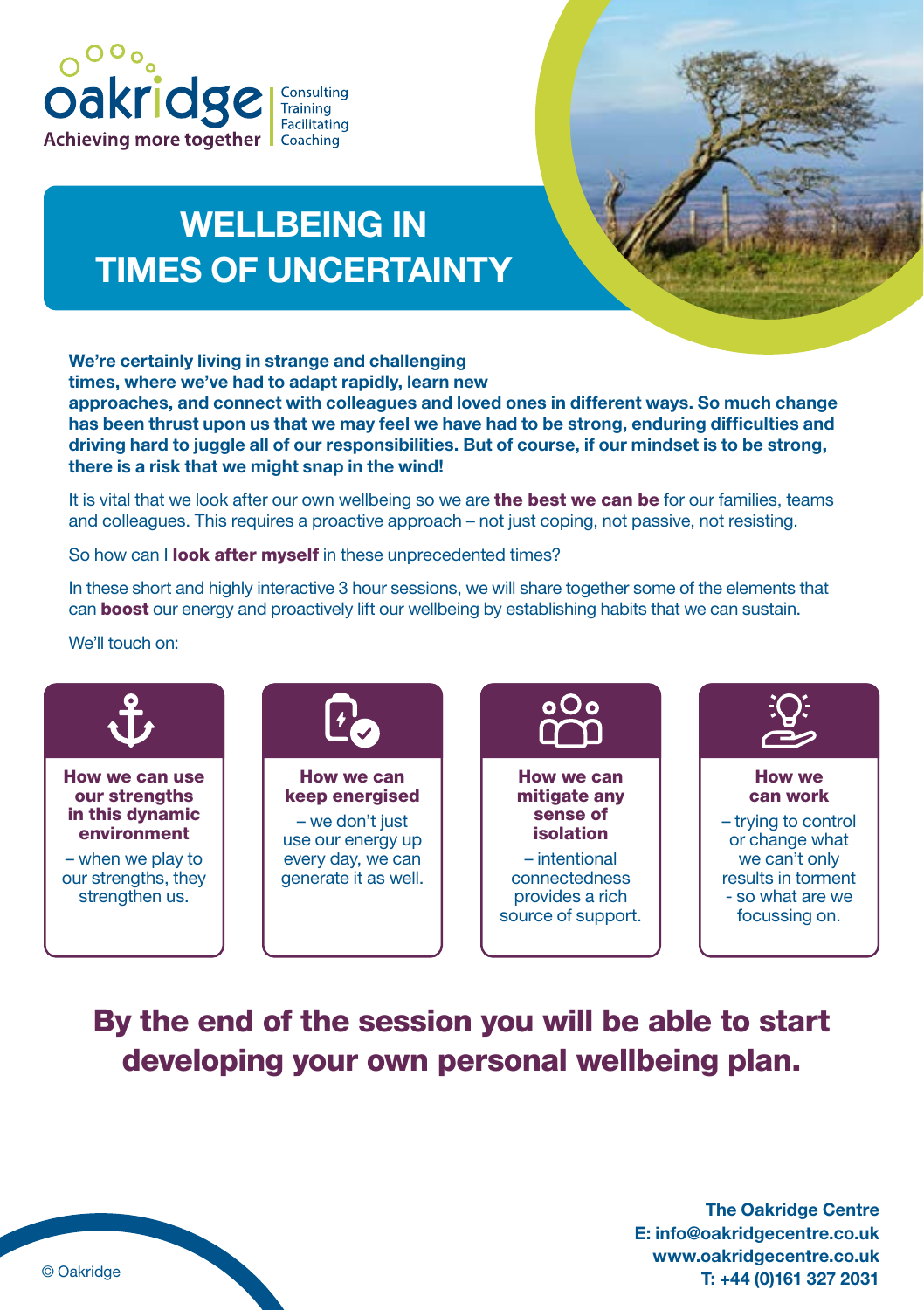oakridge
Achieving more together

Consulting
Training
Facilitating
Coaching

# WELLBEING IN TIMES OF UNCERTAINTY

**We're certainly living in strange and challenging times, where we've had to adapt rapidly, learn new approaches, and connect with colleagues and loved ones in different ways. So much change has been thrust upon us that we may feel we have had to be strong, enduring difficulties and driving hard to juggle all of our responsibilities. But of course, if our mindset is to be strong, there is a risk that we might snap in the wind!**

It is vital that we look after our own wellbeing so we are **the best we can be** for our families, teams and colleagues. This requires a proactive approach – not just coping, not passive, not resisting.

So how can I **look after myself** in these unprecedented times?

In these short and highly interactive 3 hour sessions, we will share together some of the elements that can **boost** our energy and proactively lift our wellbeing by establishing habits that we can sustain.

We'll touch on:

**How we can use our strengths in this dynamic environment**
– when we play to our strengths, they strengthen us.

**How we can keep energised**
– we don't just use our energy up every day, we can generate it as well.

**How we can mitigate any sense of isolation**
– intentional connectedness provides a rich source of support.

**How we can work**
– trying to control or change what we can't only results in torment - so what are we focussing on.

## By the end of the session you will be able to start developing your own personal wellbeing plan.

© Oakridge

**The Oakridge Centre**
**E: info@oakridgecentre.co.uk**
**www.oakridgecentre.co.uk**
**T: +44 (0)161 327 2031**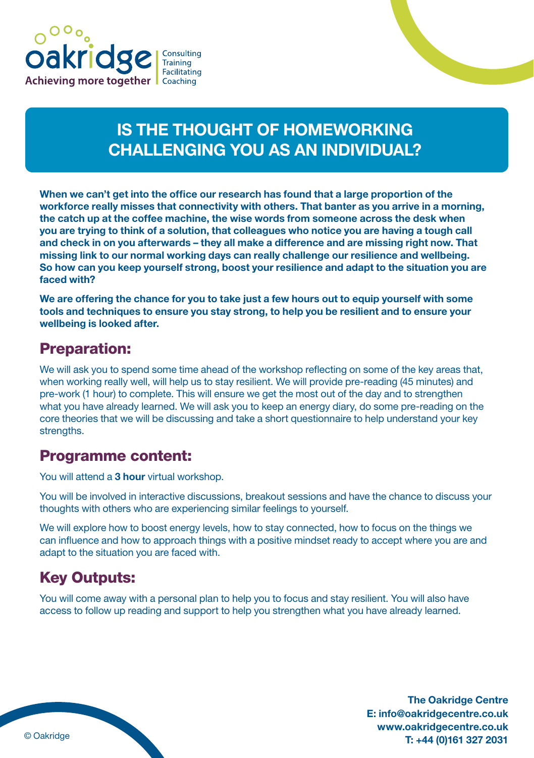oakridge
Achieving more together

Consulting
Training
Facilitating
Coaching

# IS THE THOUGHT OF HOMEWORKING CHALLENGING YOU AS AN INDIVIDUAL?

**When we can't get into the office our research has found that a large proportion of the workforce really misses that connectivity with others. That banter as you arrive in a morning, the catch up at the coffee machine, the wise words from someone across the desk when you are trying to think of a solution, that colleagues who notice you are having a tough call and check in on you afterwards – they all make a difference and are missing right now. That missing link to our normal working days can really challenge our resilience and wellbeing. So how can you keep yourself strong, boost your resilience and adapt to the situation you are faced with?**

**We are offering the chance for you to take just a few hours out to equip yourself with some tools and techniques to ensure you stay strong, to help you be resilient and to ensure your wellbeing is looked after.**

## Preparation:

We will ask you to spend some time ahead of the workshop reflecting on some of the key areas that, when working really well, will help us to stay resilient. We will provide pre-reading (45 minutes) and pre-work (1 hour) to complete. This will ensure we get the most out of the day and to strengthen what you have already learned. We will ask you to keep an energy diary, do some pre-reading on the core theories that we will be discussing and take a short questionnaire to help understand your key strengths.

## Programme content:

You will attend a **3 hour** virtual workshop.

You will be involved in interactive discussions, breakout sessions and have the chance to discuss your thoughts with others who are experiencing similar feelings to yourself.

We will explore how to boost energy levels, how to stay connected, how to focus on the things we can influence and how to approach things with a positive mindset ready to accept where you are and adapt to the situation you are faced with.

## Key Outputs:

You will come away with a personal plan to help you to focus and stay resilient. You will also have access to follow up reading and support to help you strengthen what you have already learned.

© Oakridge

**The Oakridge Centre**
**E: info@oakridgecentre.co.uk**
**www.oakridgecentre.co.uk**
**T: +44 (0)161 327 2031**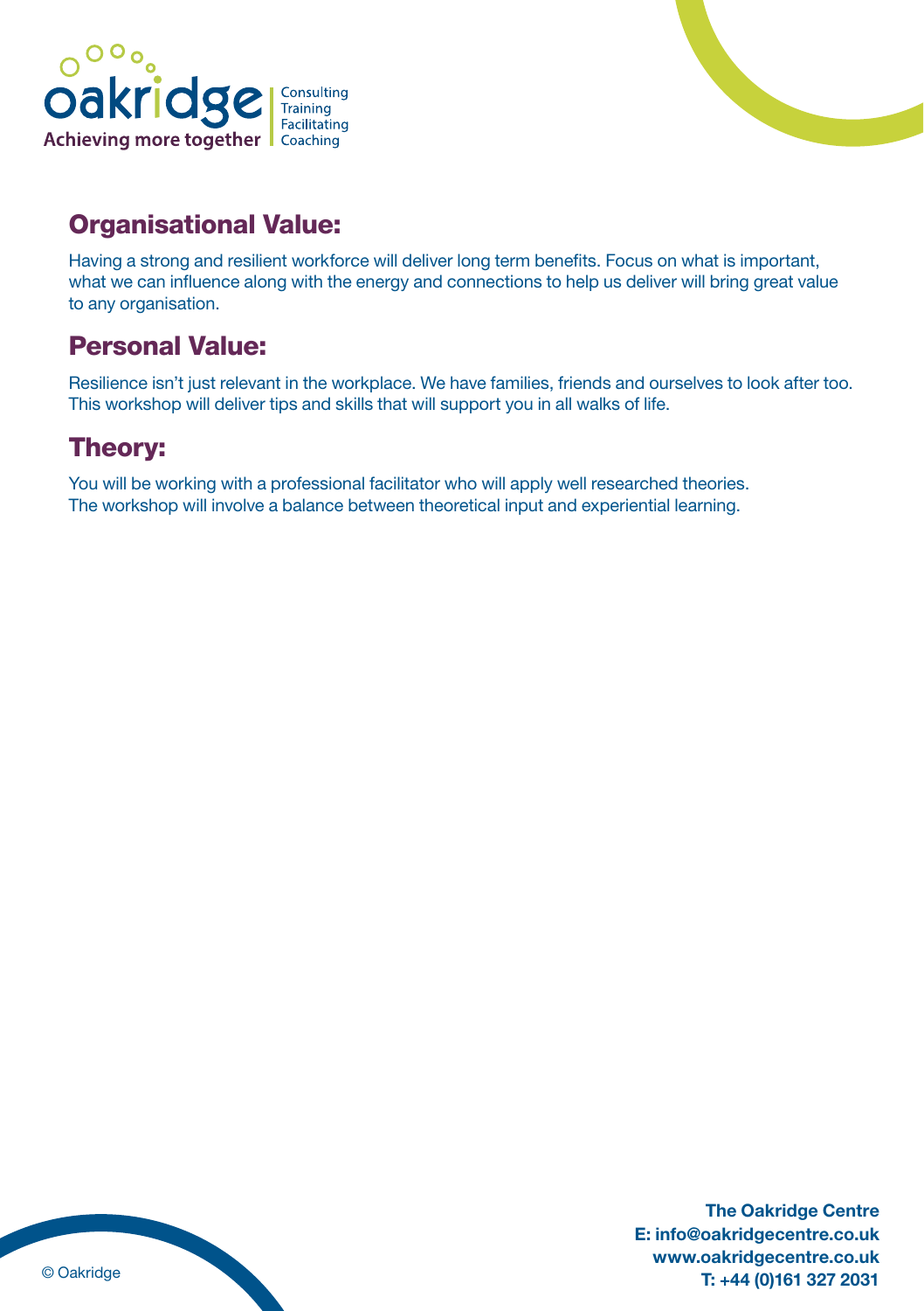## Organisational Value:

Having a strong and resilient workforce will deliver long term benefits. Focus on what is important, what we can influence along with the energy and connections to help us deliver will bring great value to any organisation.

## Personal Value:

Resilience isn't just relevant in the workplace. We have families, friends and ourselves to look after too. This workshop will deliver tips and skills that will support you in all walks of life.

## Theory:

You will be working with a professional facilitator who will apply well researched theories. The workshop will involve a balance between theoretical input and experiential learning.

© Oakridge

**The Oakridge Centre**
**E: info@oakridgecentre.co.uk**
**www.oakridgecentre.co.uk**
**T: +44 (0)161 327 2031**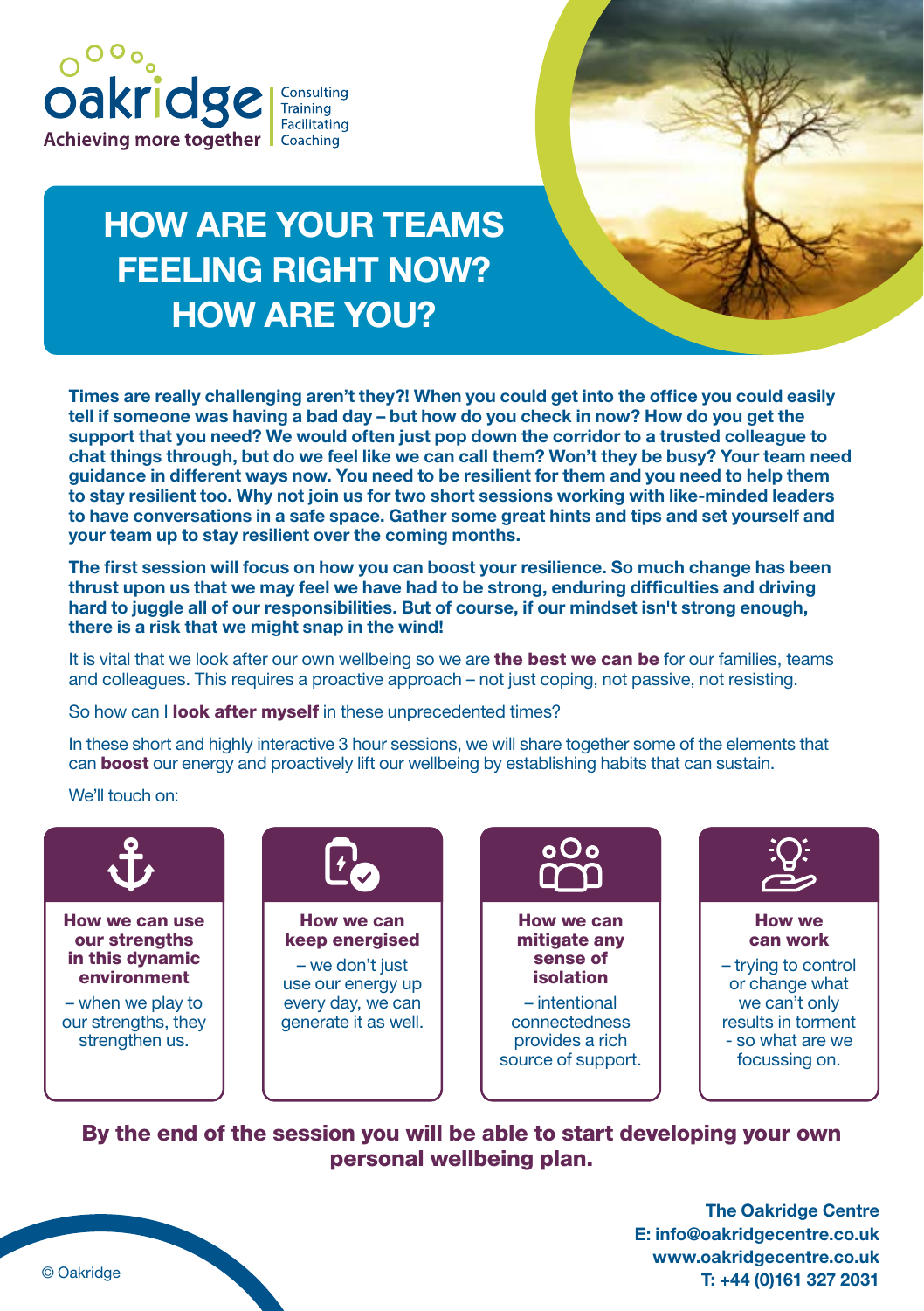oakridge
Achieving more together

Consulting
Training
Facilitating
Coaching

# HOW ARE YOUR TEAMS FEELING RIGHT NOW? HOW ARE YOU?

**Times are really challenging aren't they?! When you could get into the office you could easily tell if someone was having a bad day – but how do you check in now? How do you get the support that you need? We would often just pop down the corridor to a trusted colleague to chat things through, but do we feel like we can call them? Won't they be busy? Your team need guidance in different ways now. You need to be resilient for them and you need to help them to stay resilient too. Why not join us for two short sessions working with like-minded leaders to have conversations in a safe space. Gather some great hints and tips and set yourself and your team up to stay resilient over the coming months.**

**The first session will focus on how you can boost your resilience. So much change has been thrust upon us that we may feel we have had to be strong, enduring difficulties and driving hard to juggle all of our responsibilities. But of course, if our mindset isn't strong enough, there is a risk that we might snap in the wind!**

It is vital that we look after our own wellbeing so we are **the best we can be** for our families, teams and colleagues. This requires a proactive approach – not just coping, not passive, not resisting.

So how can I **look after myself** in these unprecedented times?

In these short and highly interactive 3 hour sessions, we will share together some of the elements that can **boost** our energy and proactively lift our wellbeing by establishing habits that can sustain.

We'll touch on:

**How we can use our strengths in this dynamic environment**
– when we play to our strengths, they strengthen us.

**How we can keep energised**
– we don't just use our energy up every day, we can generate it as well.

**How we can mitigate any sense of isolation**
– intentional connectedness provides a rich source of support.

**How we can work**
– trying to control or change what we can't only results in torment - so what are we focussing on.

**By the end of the session you will be able to start developing your own personal wellbeing plan.**

**The Oakridge Centre**
**E: info@oakridgecentre.co.uk**
**www.oakridgecentre.co.uk**
**T: +44 (0)161 327 2031**

© Oakridge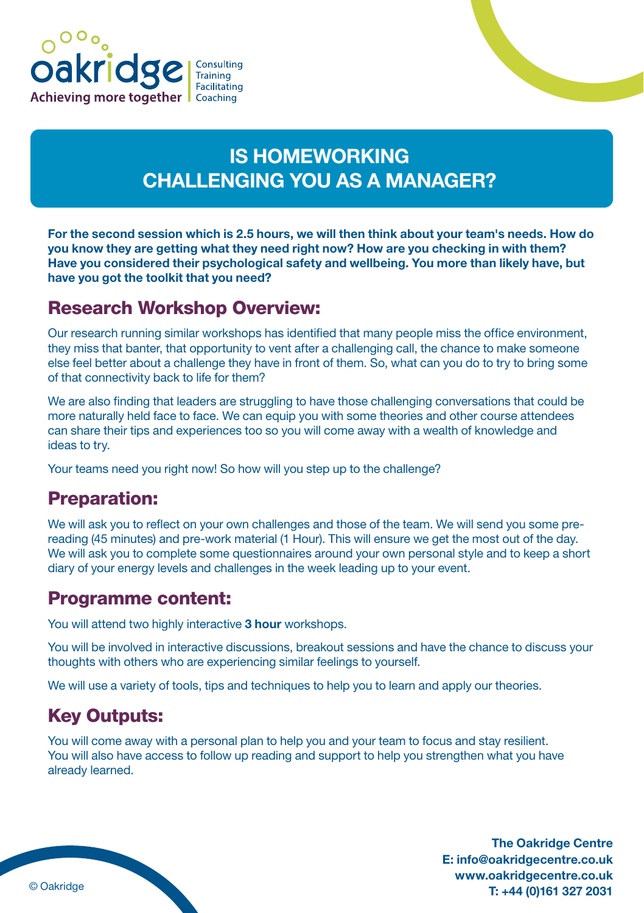oakridge
Achieving more together

Consulting
Training
Facilitating
Coaching

# IS HOMEWORKING CHALLENGING YOU AS A MANAGER?

**For the second session which is 2.5 hours, we will then think about your team's needs. How do you know they are getting what they need right now? How are you checking in with them? Have you considered their psychological safety and wellbeing. You more than likely have, but have you got the toolkit that you need?**

## Research Workshop Overview:

Our research running similar workshops has identified that many people miss the office environment, they miss that banter, that opportunity to vent after a challenging call, the chance to make someone else feel better about a challenge they have in front of them. So, what can you do to try to bring some of that connectivity back to life for them?

We are also finding that leaders are struggling to have those challenging conversations that could be more naturally held face to face. We can equip you with some theories and other course attendees can share their tips and experiences too so you will come away with a wealth of knowledge and ideas to try.

Your teams need you right now! So how will you step up to the challenge?

## Preparation:

We will ask you to reflect on your own challenges and those of the team. We will send you some pre-reading (45 minutes) and pre-work material (1 Hour). This will ensure we get the most out of the day. We will ask you to complete some questionnaires around your own personal style and to keep a short diary of your energy levels and challenges in the week leading up to your event.

## Programme content:

You will attend two highly interactive **3 hour** workshops.

You will be involved in interactive discussions, breakout sessions and have the chance to discuss your thoughts with others who are experiencing similar feelings to yourself.

We will use a variety of tools, tips and techniques to help you to learn and apply our theories.

## Key Outputs:

You will come away with a personal plan to help you and your team to focus and stay resilient. You will also have access to follow up reading and support to help you strengthen what you have already learned.

**The Oakridge Centre**
**E: info@oakridgecentre.co.uk**
**www.oakridgecentre.co.uk**
**T: +44 (0)161 327 2031**

© Oakridge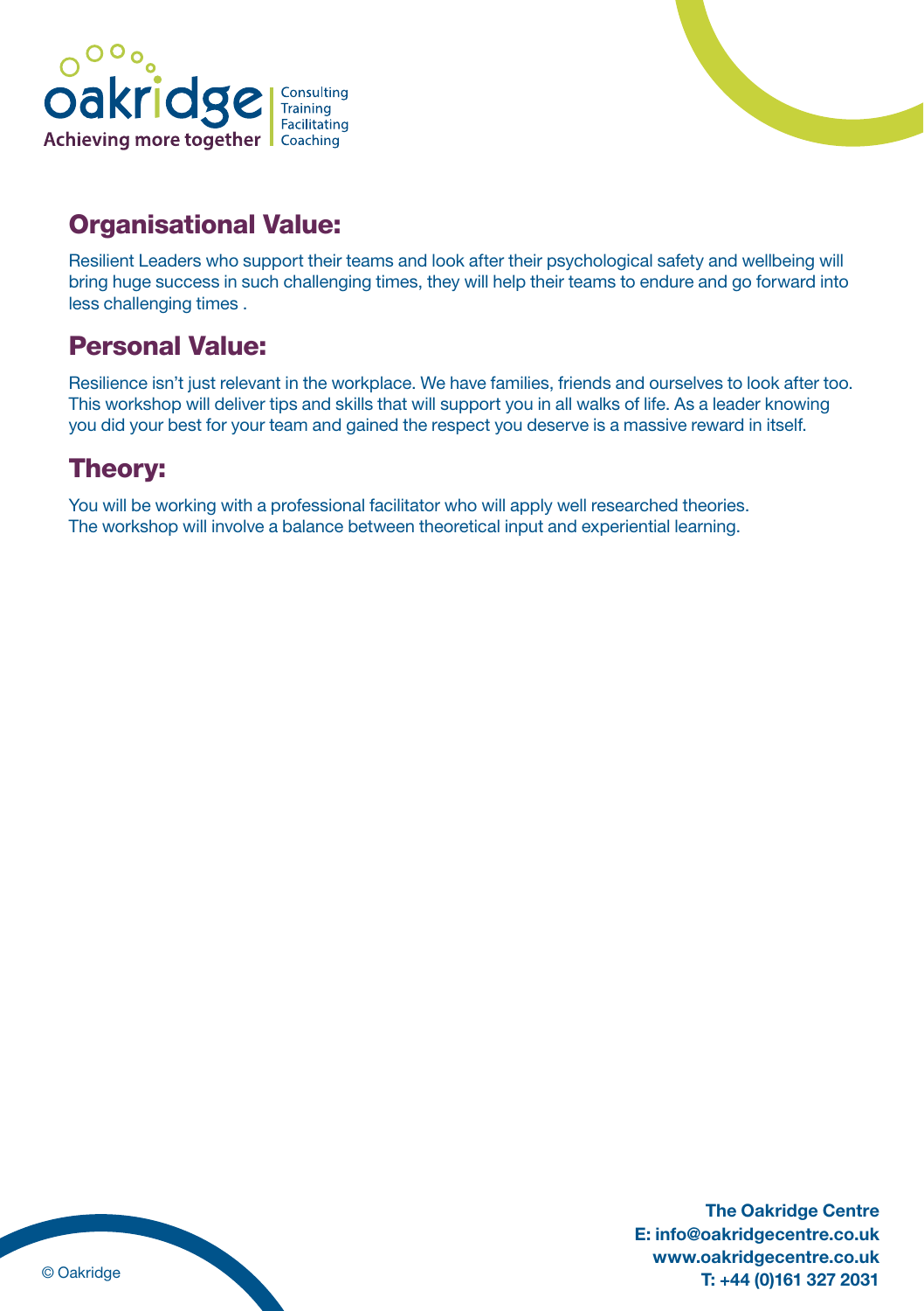## Organisational Value:

Resilient Leaders who support their teams and look after their psychological safety and wellbeing will bring huge success in such challenging times, they will help their teams to endure and go forward into less challenging times .

## Personal Value:

Resilience isn't just relevant in the workplace. We have families, friends and ourselves to look after too. This workshop will deliver tips and skills that will support you in all walks of life. As a leader knowing you did your best for your team and gained the respect you deserve is a massive reward in itself.

## Theory:

You will be working with a professional facilitator who will apply well researched theories. The workshop will involve a balance between theoretical input and experiential learning.